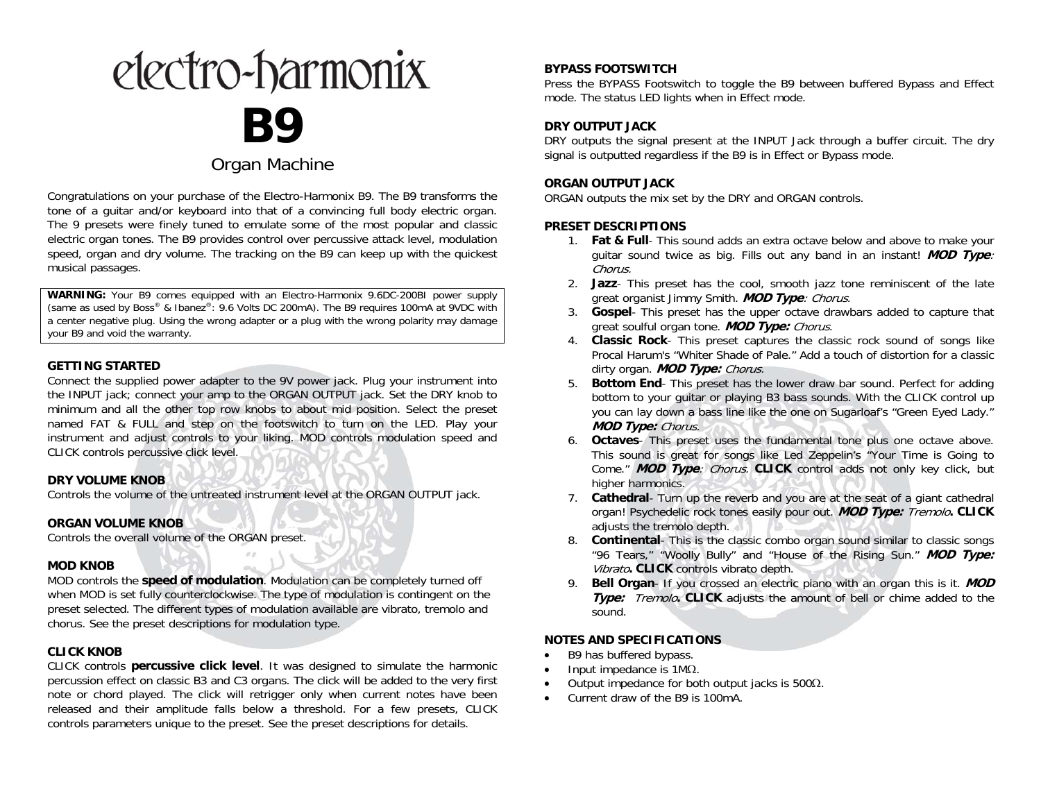# electro-harmonix

# B9

## Organ Machine

Congratulations on your purchase of the Electro-Harmonix B9. The B9 transforms the tone of a guitar and/or keyboard into that of a convincing full body electric organ. The 9 presets were finely tuned to emulate some of the most popular and classic electric organ tones. The B9 provides control over percussive attack level, modulation speed, organ and dry volume. The tracking on the B9 can keep up with the quickest musical passages.

**WARNING:** Your B9 comes equipped with an Electro-Harmonix 9.6DC-200BI power supply (same as used by Boss® & Ibanez®: 9.6 Volts DC 200mA). The B9 requires 100mA at 9VDC with a center negative plug. Using the wrong adapter or a plug with the wrong polarity may damage your B9 and void the warranty.

### GETTING STARTED

Connect the supplied power adapter to the 9V power jack. Plug your instrument into the INPUT jack; connect your amp to the ORGAN OUTPUT jack. Set the DRY knob to minimum and all the other top row knobs to about mid position. Select the preset named FAT & FULL and step on the footswitch to turn on the LED. Play your instrument and adjust controls to your liking. MOD controls modulation speed and CLICK controls percussive click level.

### DRY VOLUME KNOB

Controls the volume of the untreated instrument level at the ORGAN OUTPUT jack.

### ORGAN VOLUME KNOB

Controls the overall volume of the ORGAN preset.

### MOD KNOB

MOD controls the **speed of modulation**. Modulation can be completely turned off when MOD is set fully counterclockwise. The type of modulation is contingent on the preset selected. The different types of modulation available are vibrato, tremolo and chorus. See the preset descriptions for modulation type.

### CLICK KNOB

CLICK controls **percussive click level**. It was designed to simulate the harmonic percussion effect on classic B3 and C3 organs. The click will be added to the very first note or chord played. The click will retrigger only when current notes have been released and their amplitude falls below a threshold. For a few presets, CLICK controls parameters unique to the preset. See the preset descriptions for details.

### BYPASS FOOTSWITCH

Press the BYPASS Footswitch to toggle the B9 between buffered Bypass and Effect mode. The status LED lights when in Effect mode.

### DRY OUTPUT JACK

DRY outputs the signal present at the INPUT Jack through a buffer circuit. The dry signal is outputted regardless if the B9 is in Effect or Bypass mode.

### ORGAN OUTPUT JACK

ORGAN outputs the mix set by the DRY and ORGAN controls.

### PRESET DESCRIPTIONS

1. **Fat & Full**- This sound adds an extra octave below and above to make your guitar sound twice as big. Fills out any band in an instant! ***MOD Type****: Chorus.*
2. **Jazz**- This preset has the cool, smooth jazz tone reminiscent of the late great organist Jimmy Smith. ***MOD Type****: Chorus.*
3. **Gospel**- This preset has the upper octave drawbars added to capture that great soulful organ tone. ***MOD Type:*** *Chorus.*
4. **Classic Rock**- This preset captures the classic rock sound of songs like Procal Harum's "Whiter Shade of Pale." Add a touch of distortion for a classic dirty organ. ***MOD Type:*** *Chorus.*
5. **Bottom End**- This preset has the lower draw bar sound. Perfect for adding bottom to your guitar or playing B3 bass sounds. With the CLICK control up you can lay down a bass line like the one on Sugarloaf's "Green Eyed Lady." ***MOD Type:*** *Chorus.*
6. **Octaves**- This preset uses the fundamental tone plus one octave above. This sound is great for songs like Led Zeppelin's "Your Time is Going to Come." ***MOD Type****: Chorus.* **CLICK** control adds not only key click, but higher harmonics.
7. **Cathedral**- Turn up the reverb and you are at the seat of a giant cathedral organ! Psychedelic rock tones easily pour out. ***MOD Type:*** *Tremolo***. CLICK** adjusts the tremolo depth.
8. **Continental**- This is the classic combo organ sound similar to classic songs "96 Tears," "Woolly Bully" and "House of the Rising Sun." ***MOD Type:*** *Vibrato***. CLICK** controls vibrato depth.
9. **Bell Organ**- If you crossed an electric piano with an organ this is it. ***MOD Type:*** *Tremolo***. CLICK** adjusts the amount of bell or chime added to the sound.

### NOTES AND SPECIFICATIONS

- B9 has buffered bypass.
- Input impedance is 1MΩ.
- Output impedance for both output jacks is 500Ω.
- Current draw of the B9 is 100mA.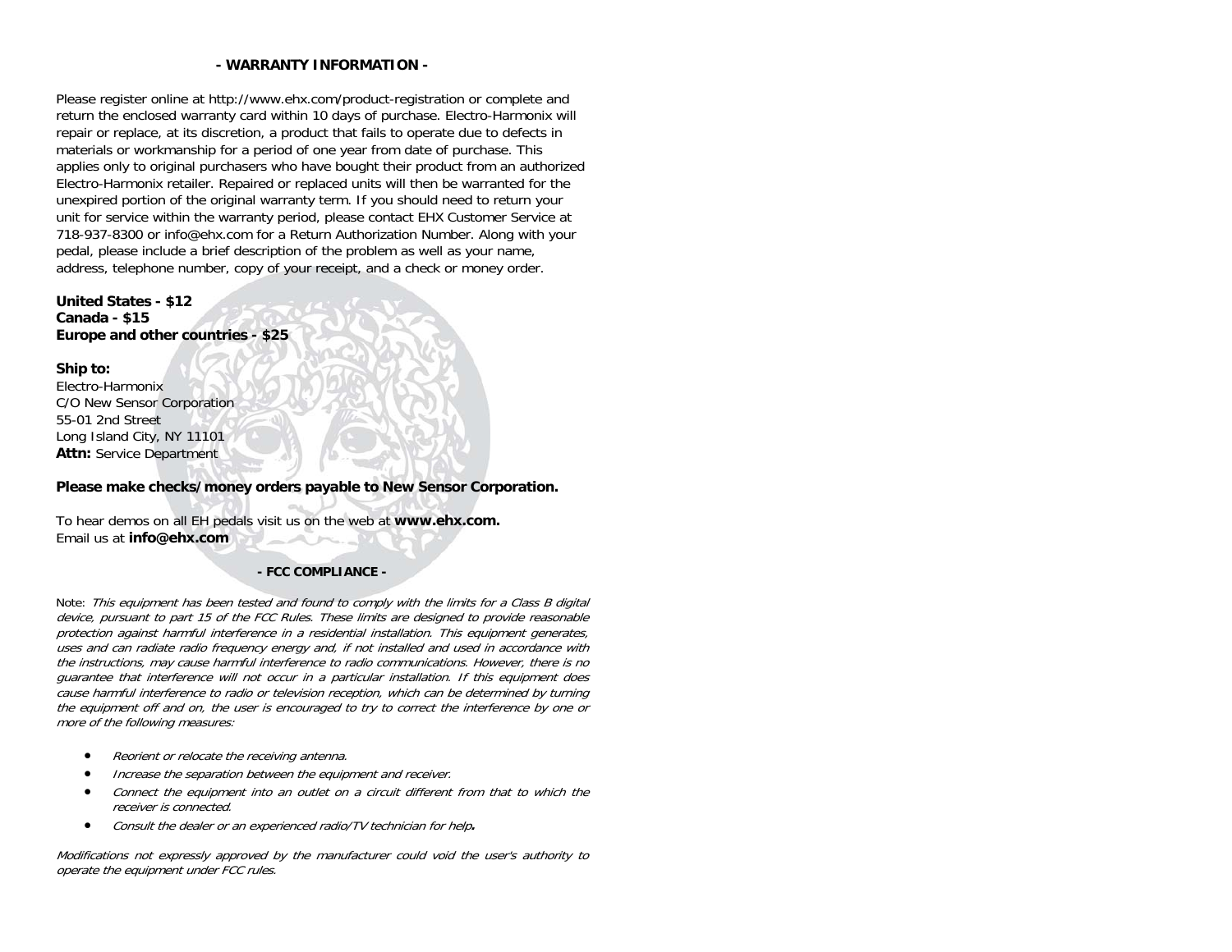## - WARRANTY INFORMATION -

Please register online at http://www.ehx.com/product-registration or complete and return the enclosed warranty card within 10 days of purchase. Electro-Harmonix will repair or replace, at its discretion, a product that fails to operate due to defects in materials or workmanship for a period of one year from date of purchase. This applies only to original purchasers who have bought their product from an authorized Electro-Harmonix retailer. Repaired or replaced units will then be warranted for the unexpired portion of the original warranty term. If you should need to return your unit for service within the warranty period, please contact EHX Customer Service at 718-937-8300 or info@ehx.com for a Return Authorization Number. Along with your pedal, please include a brief description of the problem as well as your name, address, telephone number, copy of your receipt, and a check or money order.

**United States - $12**
**Canada - $15**
**Europe and other countries - $25**

**Ship to:**
Electro-Harmonix
C/O New Sensor Corporation
55-01 2nd Street
Long Island City, NY 11101
**Attn:** Service Department

**Please make checks/money orders payable to New Sensor Corporation.**

To hear demos on all EH pedals visit us on the web at **www.ehx.com.**
Email us at **info@ehx.com**

## - FCC COMPLIANCE -

Note: *This equipment has been tested and found to comply with the limits for a Class B digital device, pursuant to part 15 of the FCC Rules. These limits are designed to provide reasonable protection against harmful interference in a residential installation. This equipment generates, uses and can radiate radio frequency energy and, if not installed and used in accordance with the instructions, may cause harmful interference to radio communications. However, there is no guarantee that interference will not occur in a particular installation. If this equipment does cause harmful interference to radio or television reception, which can be determined by turning the equipment off and on, the user is encouraged to try to correct the interference by one or more of the following measures:*

- *Reorient or relocate the receiving antenna.*
- *Increase the separation between the equipment and receiver.*
- *Connect the equipment into an outlet on a circuit different from that to which the receiver is connected.*
- *Consult the dealer or an experienced radio/TV technician for help.*

*Modifications not expressly approved by the manufacturer could void the user's authority to operate the equipment under FCC rules.*